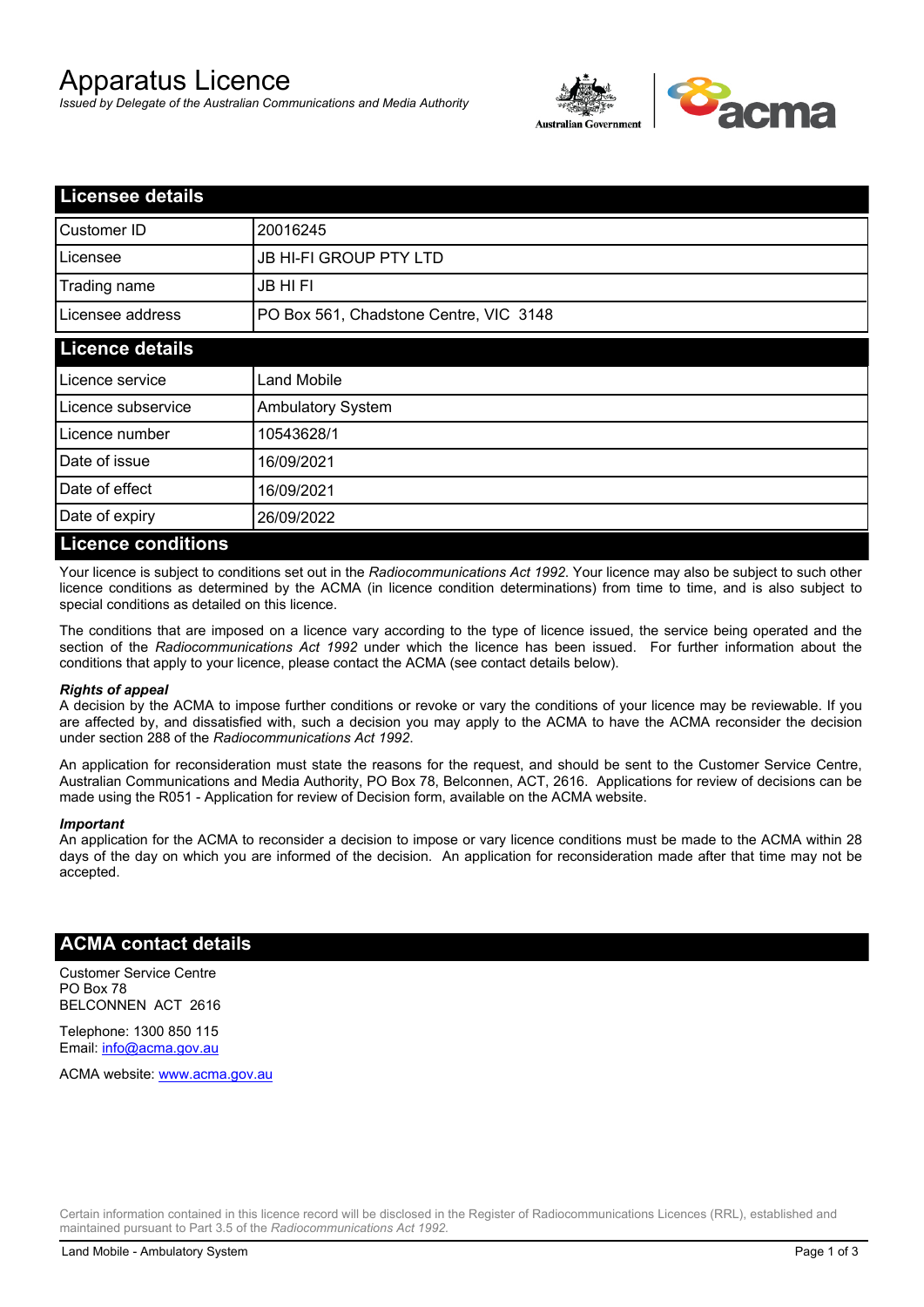# Apparatus Licence

*Issued by Delegate of the Australian Communications and Media Authority*

## Licensee details

| | |
|---|---|
| Customer ID | 20016245 |
| Licensee | JB HI-FI GROUP PTY LTD |
| Trading name | JB HI FI |
| Licensee address | PO Box 561, Chadstone Centre, VIC 3148 |

## Licence details

| | |
|---|---|
| Licence service | Land Mobile |
| Licence subservice | Ambulatory System |
| Licence number | 10543628/1 |
| Date of issue | 16/09/2021 |
| Date of effect | 16/09/2021 |
| Date of expiry | 26/09/2022 |

## Licence conditions

Your licence is subject to conditions set out in the *Radiocommunications Act 1992*. Your licence may also be subject to such other licence conditions as determined by the ACMA (in licence condition determinations) from time to time, and is also subject to special conditions as detailed on this licence.

The conditions that are imposed on a licence vary according to the type of licence issued, the service being operated and the section of the *Radiocommunications Act 1992* under which the licence has been issued. For further information about the conditions that apply to your licence, please contact the ACMA (see contact details below).

***Rights of appeal***

A decision by the ACMA to impose further conditions or revoke or vary the conditions of your licence may be reviewable. If you are affected by, and dissatisfied with, such a decision you may apply to the ACMA to have the ACMA reconsider the decision under section 288 of the *Radiocommunications Act 1992*.

An application for reconsideration must state the reasons for the request, and should be sent to the Customer Service Centre, Australian Communications and Media Authority, PO Box 78, Belconnen, ACT, 2616. Applications for review of decisions can be made using the R051 - Application for review of Decision form, available on the ACMA website.

***Important***

An application for the ACMA to reconsider a decision to impose or vary licence conditions must be made to the ACMA within 28 days of the day on which you are informed of the decision. An application for reconsideration made after that time may not be accepted.

## ACMA contact details

Customer Service Centre
PO Box 78
BELCONNEN ACT 2616

Telephone: 1300 850 115
Email: info@acma.gov.au

ACMA website: www.acma.gov.au

Certain information contained in this licence record will be disclosed in the Register of Radiocommunications Licences (RRL), established and maintained pursuant to Part 3.5 of the *Radiocommunications Act 1992.*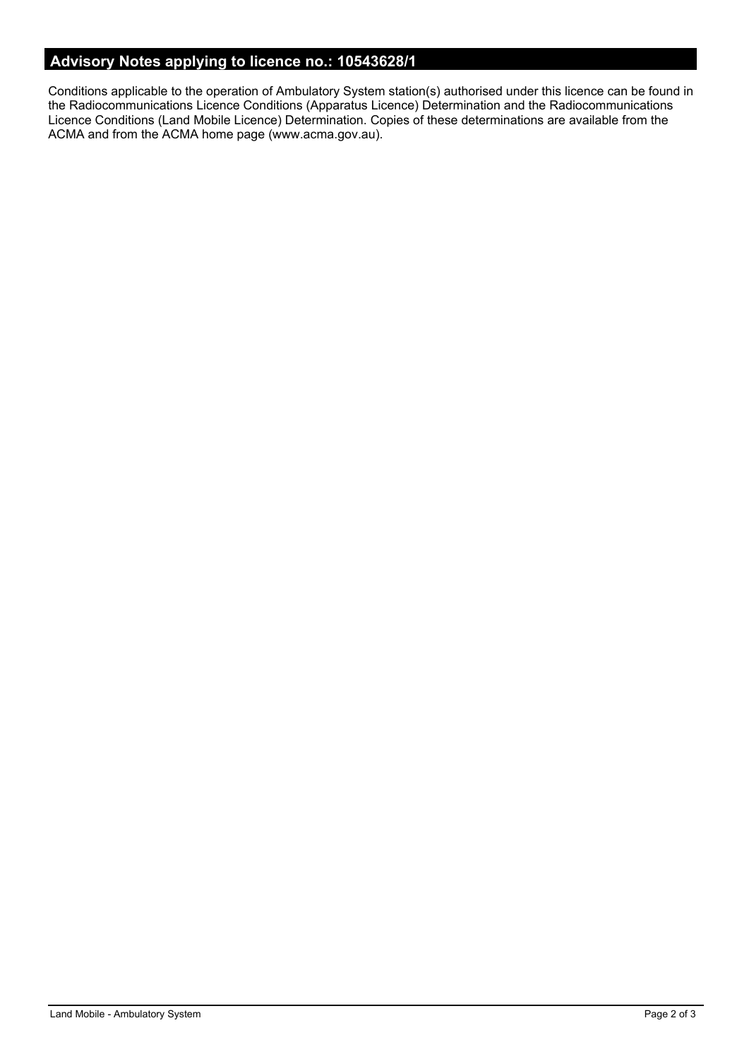## Advisory Notes applying to licence no.: 10543628/1

Conditions applicable to the operation of Ambulatory System station(s) authorised under this licence can be found in the Radiocommunications Licence Conditions (Apparatus Licence) Determination and the Radiocommunications Licence Conditions (Land Mobile Licence) Determination. Copies of these determinations are available from the ACMA and from the ACMA home page (www.acma.gov.au).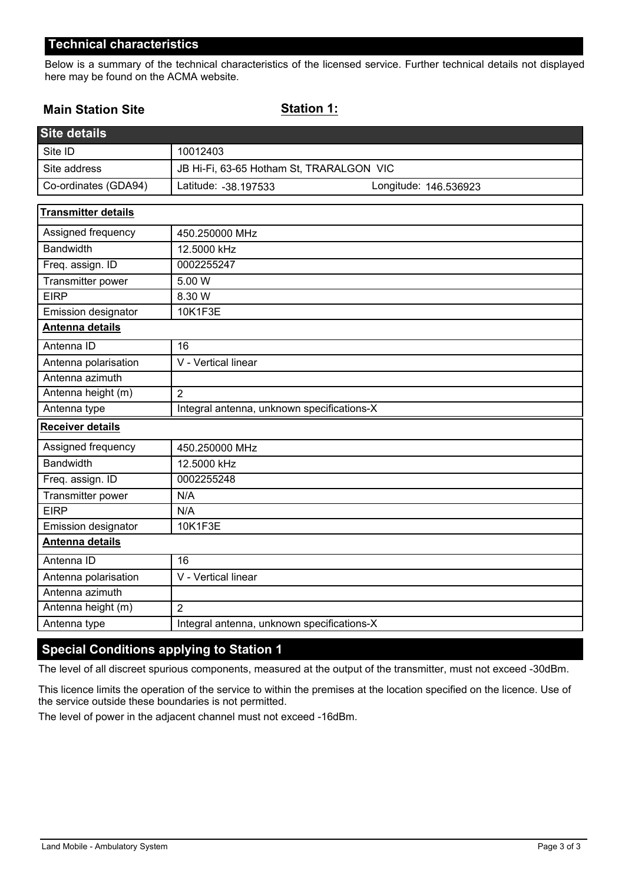## Technical characteristics

Below is a summary of the technical characteristics of the licensed service. Further technical details not displayed here may be found on the ACMA website.

**Main Station Site** **Station 1:**

### Site details

| | | |
|---|---|---|
| Site ID | 10012403 | |
| Site address | JB Hi-Fi, 63-65 Hotham St, TRARALGON VIC | |
| Co-ordinates (GDA94) | Latitude: -38.197533 | Longitude: 146.536923 |

| | |
|---|---|
| **Transmitter details** | |
| Assigned frequency | 450.250000 MHz |
| Bandwidth | 12.5000 kHz |
| Freq. assign. ID | 0002255247 |
| Transmitter power | 5.00 W |
| EIRP | 8.30 W |
| Emission designator | 10K1F3E |
| **Antenna details** | |
| Antenna ID | 16 |
| Antenna polarisation | V - Vertical linear |
| Antenna azimuth | |
| Antenna height (m) | 2 |
| Antenna type | Integral antenna, unknown specifications-X |
| **Receiver details** | |
| Assigned frequency | 450.250000 MHz |
| Bandwidth | 12.5000 kHz |
| Freq. assign. ID | 0002255248 |
| Transmitter power | N/A |
| EIRP | N/A |
| Emission designator | 10K1F3E |
| **Antenna details** | |
| Antenna ID | 16 |
| Antenna polarisation | V - Vertical linear |
| Antenna azimuth | |
| Antenna height (m) | 2 |
| Antenna type | Integral antenna, unknown specifications-X |

## Special Conditions applying to Station 1

The level of all discreet spurious components, measured at the output of the transmitter, must not exceed -30dBm.

This licence limits the operation of the service to within the premises at the location specified on the licence. Use of the service outside these boundaries is not permitted.

The level of power in the adjacent channel must not exceed -16dBm.